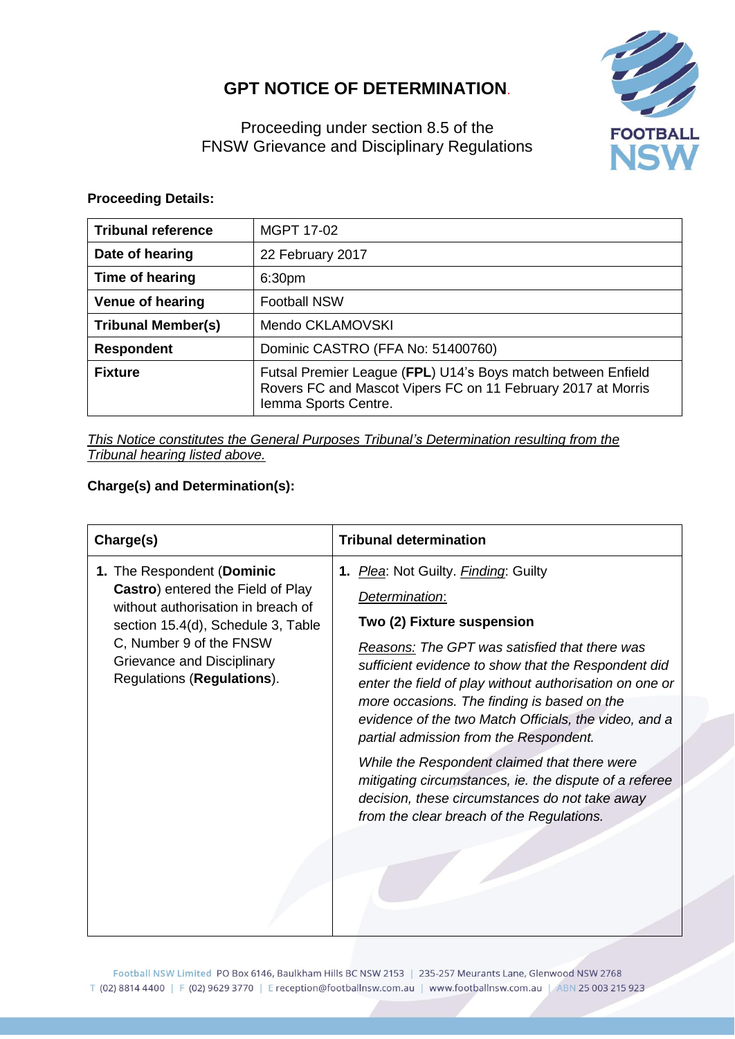# GPT NOTICE OF DETERMINATION.

Proceeding under section 8.5 of the
FNSW Grievance and Disciplinary Regulations

**Proceeding Details:**

| | |
|---|---|
| **Tribunal reference** | MGPT 17-02 |
| **Date of hearing** | 22 February 2017 |
| **Time of hearing** | 6:30pm |
| **Venue of hearing** | Football NSW |
| **Tribunal Member(s)** | Mendo CKLAMOVSKI |
| **Respondent** | Dominic CASTRO (FFA No: 51400760) |
| **Fixture** | Futsal Premier League (**FPL**) U14's Boys match between Enfield Rovers FC and Mascot Vipers FC on 11 February 2017 at Morris Iemma Sports Centre. |

<u>*This Notice constitutes the General Purposes Tribunal's Determination resulting from the Tribunal hearing listed above.*</u>

**Charge(s) and Determination(s):**

| Charge(s) | Tribunal determination |
|---|---|
| 1. The Respondent (**Dominic Castro**) entered the Field of Play without authorisation in breach of section 15.4(d), Schedule 3, Table C, Number 9 of the FNSW Grievance and Disciplinary Regulations (**Regulations**). | 1. <u>*Plea*</u>: Not Guilty. <u>*Finding*</u>: Guilty<br><br><u>*Determination*</u>:<br><br>**Two (2) Fixture suspension**<br><br><u>*Reasons:*</u> *The GPT was satisfied that there was sufficient evidence to show that the Respondent did enter the field of play without authorisation on one or more occasions. The finding is based on the evidence of the two Match Officials, the video, and a partial admission from the Respondent.*<br><br>*While the Respondent claimed that there were mitigating circumstances, ie. the dispute of a referee decision, these circumstances do not take away from the clear breach of the Regulations.* |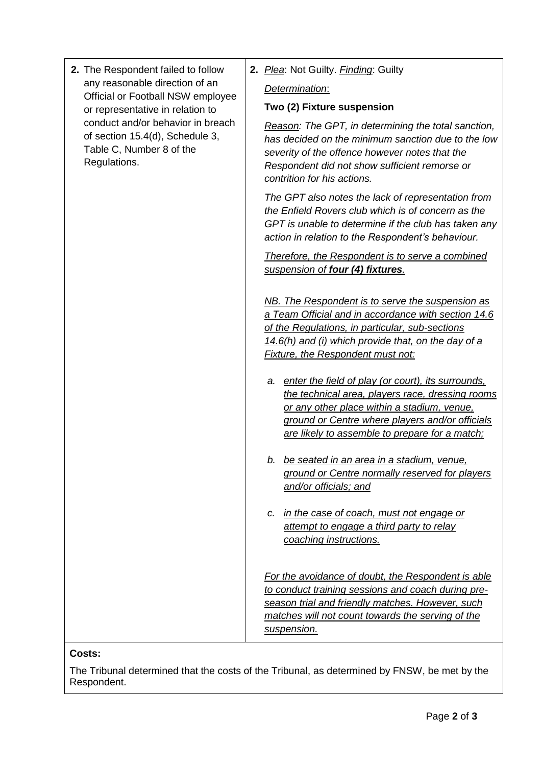| | |
|---|---|
| **2.** The Respondent failed to follow any reasonable direction of an Official or Football NSW employee or representative in relation to conduct and/or behavior in breach of section 15.4(d), Schedule 3, Table C, Number 8 of the Regulations. | **2.** *Plea*: Not Guilty. *Finding*: Guilty<br><br>*Determination*:<br><br>**Two (2) Fixture suspension**<br><br>*Reason: The GPT, in determining the total sanction, has decided on the minimum sanction due to the low severity of the offence however notes that the Respondent did not show sufficient remorse or contrition for his actions.*<br><br>*The GPT also notes the lack of representation from the Enfield Rovers club which is of concern as the GPT is unable to determine if the club has taken any action in relation to the Respondent's behaviour.*<br><br>*Therefore, the Respondent is to serve a combined suspension of **four (4) fixtures**.*<br><br>*NB. The Respondent is to serve the suspension as a Team Official and in accordance with section 14.6 of the Regulations, in particular, sub-sections 14.6(h) and (i) which provide that, on the day of a Fixture, the Respondent must not:*<br><br>*a. enter the field of play (or court), its surrounds, the technical area, players race, dressing rooms or any other place within a stadium, venue, ground or Centre where players and/or officials are likely to assemble to prepare for a match;*<br><br>*b. be seated in an area in a stadium, venue, ground or Centre normally reserved for players and/or officials; and*<br><br>*c. in the case of coach, must not engage or attempt to engage a third party to relay coaching instructions.*<br><br>*For the avoidance of doubt, the Respondent is able to conduct training sessions and coach during pre-season trial and friendly matches. However, such matches will not count towards the serving of the suspension.* |

**Costs:**

The Tribunal determined that the costs of the Tribunal, as determined by FNSW, be met by the Respondent.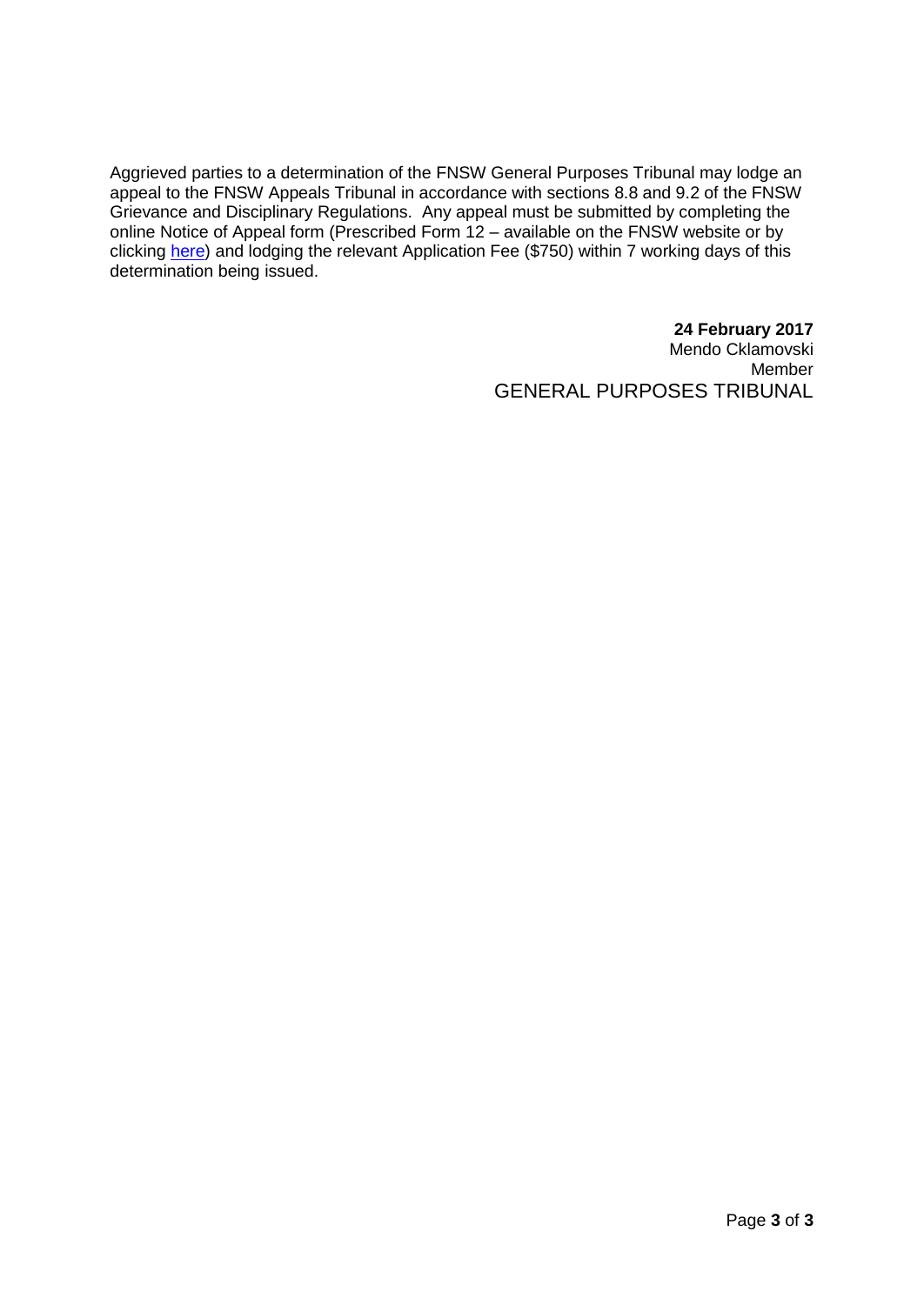Aggrieved parties to a determination of the FNSW General Purposes Tribunal may lodge an appeal to the FNSW Appeals Tribunal in accordance with sections 8.8 and 9.2 of the FNSW Grievance and Disciplinary Regulations. Any appeal must be submitted by completing the online Notice of Appeal form (Prescribed Form 12 – available on the FNSW website or by clicking here) and lodging the relevant Application Fee ($750) within 7 working days of this determination being issued.

**24 February 2017**
Mendo Cklamovski
Member
GENERAL PURPOSES TRIBUNAL